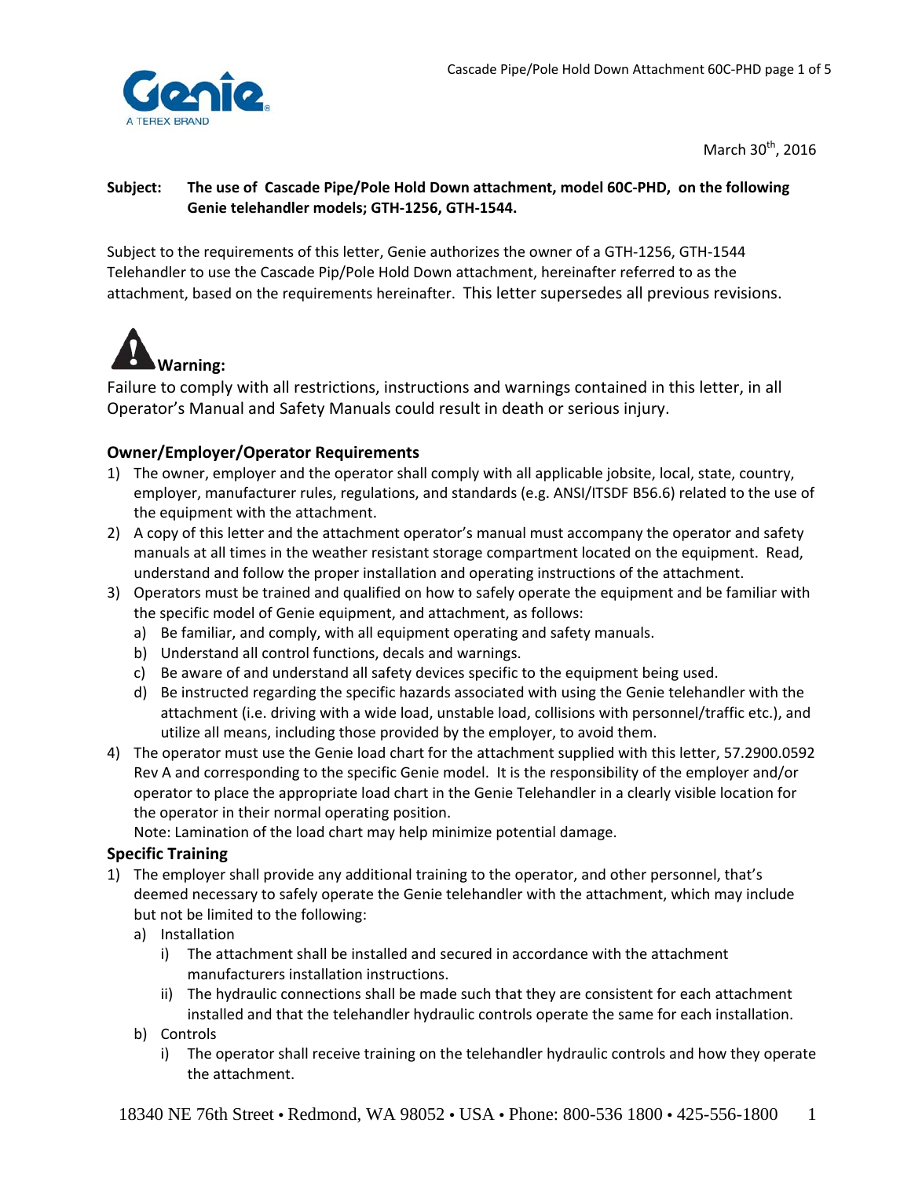March 30th, 2016

**Subject: The use of Cascade Pipe/Pole Hold Down attachment, model 60C-PHD, on the following Genie telehandler models; GTH-1256, GTH-1544.**

Subject to the requirements of this letter, Genie authorizes the owner of a GTH-1256, GTH-1544 Telehandler to use the Cascade Pip/Pole Hold Down attachment, hereinafter referred to as the attachment, based on the requirements hereinafter. This letter supersedes all previous revisions.

**Warning:**

Failure to comply with all restrictions, instructions and warnings contained in this letter, in all Operator's Manual and Safety Manuals could result in death or serious injury.

### Owner/Employer/Operator Requirements

1) The owner, employer and the operator shall comply with all applicable jobsite, local, state, country, employer, manufacturer rules, regulations, and standards (e.g. ANSI/ITSDF B56.6) related to the use of the equipment with the attachment.
2) A copy of this letter and the attachment operator's manual must accompany the operator and safety manuals at all times in the weather resistant storage compartment located on the equipment. Read, understand and follow the proper installation and operating instructions of the attachment.
3) Operators must be trained and qualified on how to safely operate the equipment and be familiar with the specific model of Genie equipment, and attachment, as follows:
   a) Be familiar, and comply, with all equipment operating and safety manuals.
   b) Understand all control functions, decals and warnings.
   c) Be aware of and understand all safety devices specific to the equipment being used.
   d) Be instructed regarding the specific hazards associated with using the Genie telehandler with the attachment (i.e. driving with a wide load, unstable load, collisions with personnel/traffic etc.), and utilize all means, including those provided by the employer, to avoid them.
4) The operator must use the Genie load chart for the attachment supplied with this letter, 57.2900.0592 Rev A and corresponding to the specific Genie model. It is the responsibility of the employer and/or operator to place the appropriate load chart in the Genie Telehandler in a clearly visible location for the operator in their normal operating position.
   Note: Lamination of the load chart may help minimize potential damage.

### Specific Training

1) The employer shall provide any additional training to the operator, and other personnel, that's deemed necessary to safely operate the Genie telehandler with the attachment, which may include but not be limited to the following:
   a) Installation
      i) The attachment shall be installed and secured in accordance with the attachment manufacturers installation instructions.
      ii) The hydraulic connections shall be made such that they are consistent for each attachment installed and that the telehandler hydraulic controls operate the same for each installation.
   b) Controls
      i) The operator shall receive training on the telehandler hydraulic controls and how they operate the attachment.

18340 NE 76th Street • Redmond, WA 98052 • USA • Phone: 800-536 1800 • 425-556-1800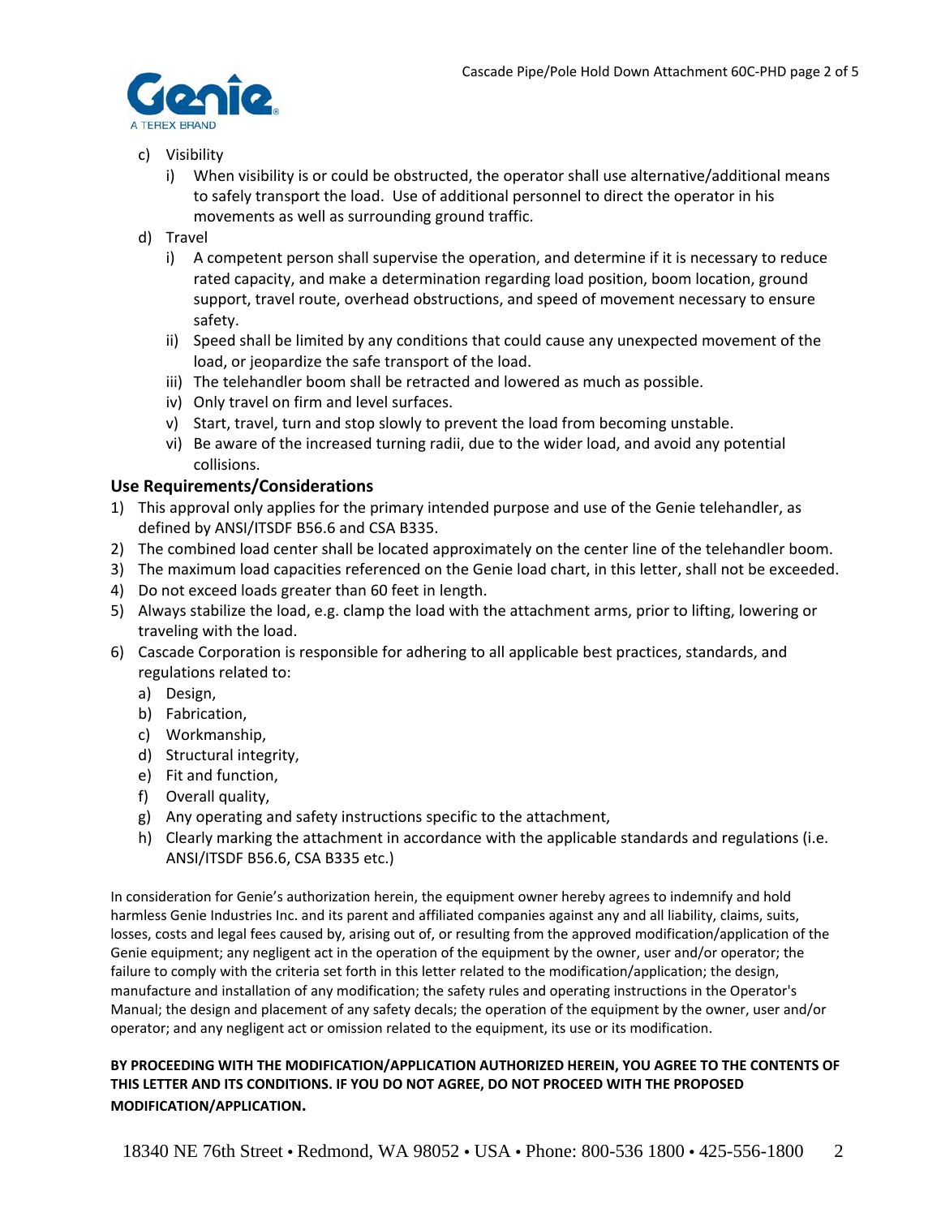c) Visibility
   i) When visibility is or could be obstructed, the operator shall use alternative/additional means to safely transport the load. Use of additional personnel to direct the operator in his movements as well as surrounding ground traffic.

d) Travel
   i) A competent person shall supervise the operation, and determine if it is necessary to reduce rated capacity, and make a determination regarding load position, boom location, ground support, travel route, overhead obstructions, and speed of movement necessary to ensure safety.
   ii) Speed shall be limited by any conditions that could cause any unexpected movement of the load, or jeopardize the safe transport of the load.
   iii) The telehandler boom shall be retracted and lowered as much as possible.
   iv) Only travel on firm and level surfaces.
   v) Start, travel, turn and stop slowly to prevent the load from becoming unstable.
   vi) Be aware of the increased turning radii, due to the wider load, and avoid any potential collisions.

## Use Requirements/Considerations

1) This approval only applies for the primary intended purpose and use of the Genie telehandler, as defined by ANSI/ITSDF B56.6 and CSA B335.
2) The combined load center shall be located approximately on the center line of the telehandler boom.
3) The maximum load capacities referenced on the Genie load chart, in this letter, shall not be exceeded.
4) Do not exceed loads greater than 60 feet in length.
5) Always stabilize the load, e.g. clamp the load with the attachment arms, prior to lifting, lowering or traveling with the load.
6) Cascade Corporation is responsible for adhering to all applicable best practices, standards, and regulations related to:
   a) Design,
   b) Fabrication,
   c) Workmanship,
   d) Structural integrity,
   e) Fit and function,
   f) Overall quality,
   g) Any operating and safety instructions specific to the attachment,
   h) Clearly marking the attachment in accordance with the applicable standards and regulations (i.e. ANSI/ITSDF B56.6, CSA B335 etc.)

In consideration for Genie's authorization herein, the equipment owner hereby agrees to indemnify and hold harmless Genie Industries Inc. and its parent and affiliated companies against any and all liability, claims, suits, losses, costs and legal fees caused by, arising out of, or resulting from the approved modification/application of the Genie equipment; any negligent act in the operation of the equipment by the owner, user and/or operator; the failure to comply with the criteria set forth in this letter related to the modification/application; the design, manufacture and installation of any modification; the safety rules and operating instructions in the Operator's Manual; the design and placement of any safety decals; the operation of the equipment by the owner, user and/or operator; and any negligent act or omission related to the equipment, its use or its modification.

**BY PROCEEDING WITH THE MODIFICATION/APPLICATION AUTHORIZED HEREIN, YOU AGREE TO THE CONTENTS OF THIS LETTER AND ITS CONDITIONS. IF YOU DO NOT AGREE, DO NOT PROCEED WITH THE PROPOSED MODIFICATION/APPLICATION.**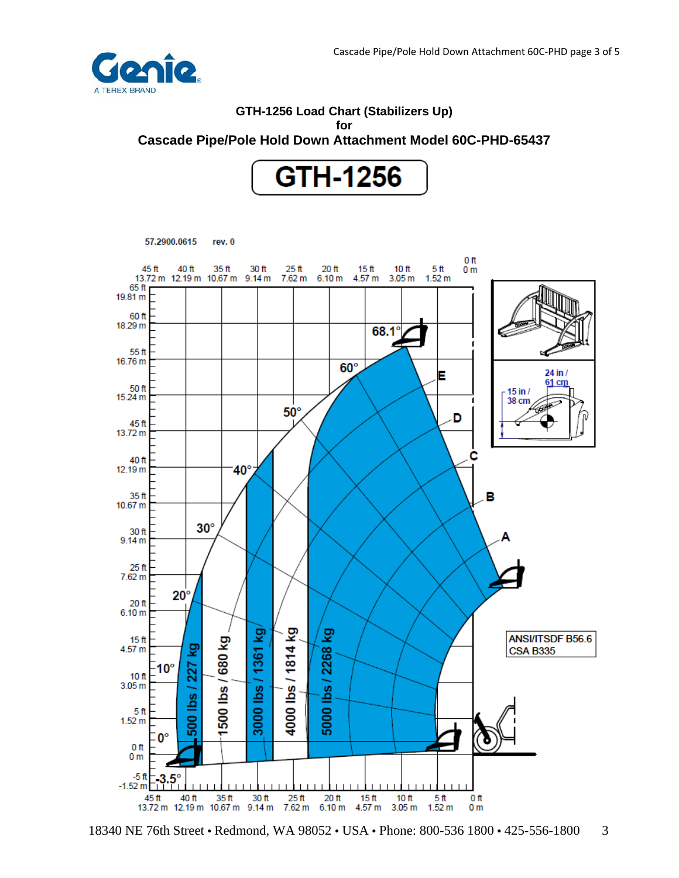# GTH-1256 Load Chart (Stabilizers Up)
**for**
## Cascade Pipe/Pole Hold Down Attachment Model 60C-PHD-65437

**GTH-1256**

57.2900.0615 rev. 0

Load zones:
- 500 lbs / 227 kg
- 1500 lbs / 680 kg
- 3000 lbs / 1361 kg
- 4000 lbs / 1814 kg
- 5000 lbs / 2268 kg

Boom angles: -3.5°, 0°, 10°, 20°, 30°, 40°, 50°, 60°, 68.1°

Extension marks: A, B, C, D, E

Load center: 24 in / 61 cm; 15 in / 38 cm

Horizontal axis: 45 ft / 13.72 m, 40 ft / 12.19 m, 35 ft / 10.67 m, 30 ft / 9.14 m, 25 ft / 7.62 m, 20 ft / 6.10 m, 15 ft / 4.57 m, 10 ft / 3.05 m, 5 ft / 1.52 m, 0 ft / 0 m

Vertical axis: 65 ft / 19.81 m, 60 ft / 18.29 m, 55 ft / 16.76 m, 50 ft / 15.24 m, 45 ft / 13.72 m, 40 ft / 12.19 m, 35 ft / 10.67 m, 30 ft / 9.14 m, 25 ft / 7.62 m, 20 ft / 6.10 m, 15 ft / 4.57 m, 10 ft / 3.05 m, 5 ft / 1.52 m, 0 ft / 0 m, -5 ft / -1.52 m

ANSI/ITSDF B56.6
CSA B335

18340 NE 76th Street • Redmond, WA 98052 • USA • Phone: 800-536 1800 • 425-556-1800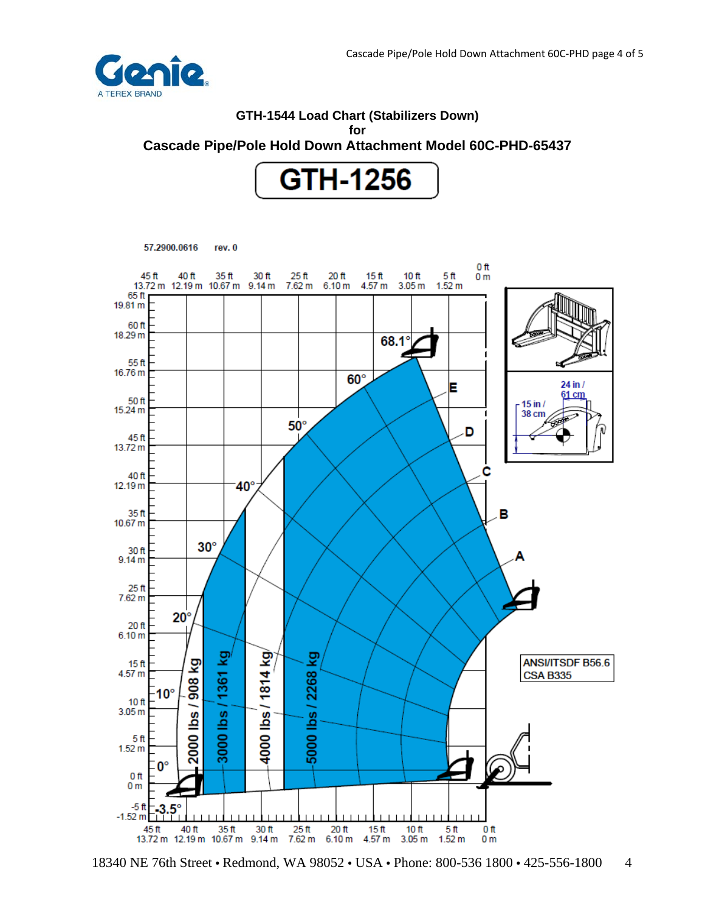# GTH-1544 Load Chart (Stabilizers Down)

**for**

## Cascade Pipe/Pole Hold Down Attachment Model 60C-PHD-65437

**GTH-1256**

57.2900.0616 rev. 0

45 ft 13.72 m | 40 ft 12.19 m | 35 ft 10.67 m | 30 ft 9.14 m | 25 ft 7.62 m | 20 ft 6.10 m | 15 ft 4.57 m | 10 ft 3.05 m | 5 ft 1.52 m | 0 ft 0 m

65 ft 19.81 m | 60 ft 18.29 m | 55 ft 16.76 m | 50 ft 15.24 m | 45 ft 13.72 m | 40 ft 12.19 m | 35 ft 10.67 m | 30 ft 9.14 m | 25 ft 7.62 m | 20 ft 6.10 m | 15 ft 4.57 m | 10 ft 3.05 m | 5 ft 1.52 m | 0 ft 0 m | -5 ft -1.52 m

68.1° | 60° | 50° | 40° | 30° | 20° | 10° | 0° | -3.5°

E | D | C | B | A

2000 lbs / 908 kg | 3000 lbs / 1361 kg | 4000 lbs / 1814 kg | 5000 lbs / 2268 kg

24 in / 61 cm

15 in / 38 cm

ANSI/ITSDF B56.6
CSA B335

18340 NE 76th Street • Redmond, WA 98052 • USA • Phone: 800-536 1800 • 425-556-1800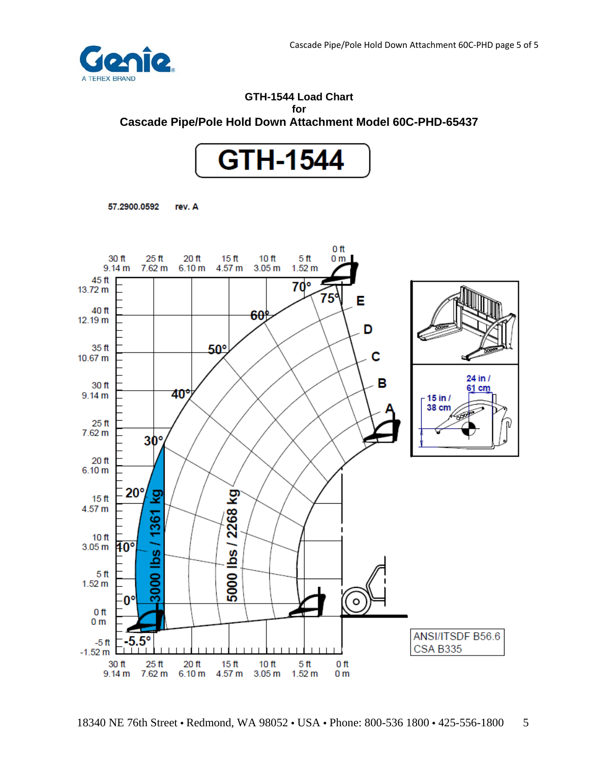GTH-1544 Load Chart
for
Cascade Pipe/Pole Hold Down Attachment Model 60C-PHD-65437

# GTH-1544

57.2900.0592 rev. A

30 ft 9.14 m
25 ft 7.62 m
20 ft 6.10 m
15 ft 4.57 m
10 ft 3.05 m
5 ft 1.52 m
0 ft 0 m

45 ft 13.72 m
40 ft 12.19 m
35 ft 10.67 m
30 ft 9.14 m
25 ft 7.62 m
20 ft 6.10 m
15 ft 4.57 m
10 ft 3.05 m
5 ft 1.52 m
0 ft 0 m
-5 ft -1.52 m

70°
75°
60°
50°
40°
30°
20°
10°
0°
-5.5°

E
D
C
B
A

3000 lbs / 1361 kg

5000 lbs / 2268 kg

24 in / 61 cm

15 in / 38 cm

ANSI/ITSDF B56.6
CSA B335